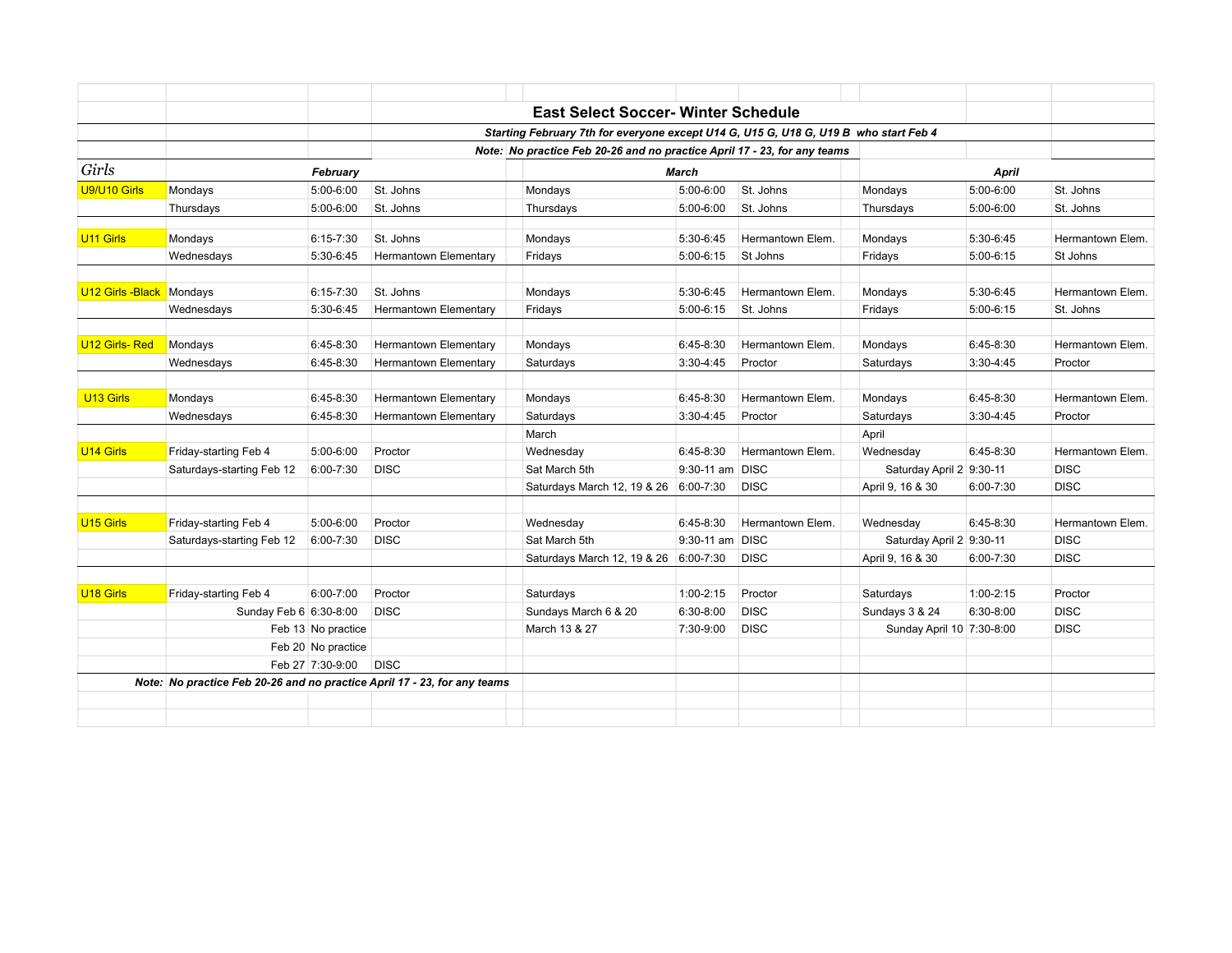# East Select Soccer- Winter Schedule

***Starting February 7th for everyone except U14 G, U15 G, U18 G, U19 B who start Feb 4***

***Note: No practice Feb 20-26 and no practice April 17 - 23, for any teams***

| *Girls* | | ***February*** | | | ***March*** | | | ***April*** |
|---|---|---|---|---|---|---|---|---|---|
| U9/U10 Girls | Mondays | 5:00-6:00 | St. Johns | Mondays | 5:00-6:00 | St. Johns | Mondays | 5:00-6:00 | St. Johns |
| | Thursdays | 5:00-6:00 | St. Johns | Thursdays | 5:00-6:00 | St. Johns | Thursdays | 5:00-6:00 | St. Johns |
| | | | | | | | | | |
| U11 Girls | Mondays | 6:15-7:30 | St. Johns | Mondays | 5:30-6:45 | Hermantown Elem. | Mondays | 5:30-6:45 | Hermantown Elem. |
| | Wednesdays | 5:30-6:45 | Hermantown Elementary | Fridays | 5:00-6:15 | St Johns | Fridays | 5:00-6:15 | St Johns |
| | | | | | | | | | |
| U12 Girls -Black | Mondays | 6:15-7:30 | St. Johns | Mondays | 5:30-6:45 | Hermantown Elem. | Mondays | 5:30-6:45 | Hermantown Elem. |
| | Wednesdays | 5:30-6:45 | Hermantown Elementary | Fridays | 5:00-6:15 | St. Johns | Fridays | 5:00-6:15 | St. Johns |
| | | | | | | | | | |
| U12 Girls- Red | Mondays | 6:45-8:30 | Hermantown Elementary | Mondays | 6:45-8:30 | Hermantown Elem. | Mondays | 6:45-8:30 | Hermantown Elem. |
| | Wednesdays | 6:45-8:30 | Hermantown Elementary | Saturdays | 3:30-4:45 | Proctor | Saturdays | 3:30-4:45 | Proctor |
| | | | | | | | | | |
| U13 Girls | Mondays | 6:45-8:30 | Hermantown Elementary | Mondays | 6:45-8:30 | Hermantown Elem. | Mondays | 6:45-8:30 | Hermantown Elem. |
| | Wednesdays | 6:45-8:30 | Hermantown Elementary | Saturdays | 3:30-4:45 | Proctor | Saturdays | 3:30-4:45 | Proctor |
| | | | | March | | | April | | |
| U14 Girls | Friday-starting Feb 4 | 5:00-6:00 | Proctor | Wednesday | 6:45-8:30 | Hermantown Elem. | Wednesday | 6:45-8:30 | Hermantown Elem. |
| | Saturdays-starting Feb 12 | 6:00-7:30 | DISC | Sat March 5th | 9:30-11 am | DISC | Saturday April 2 | 9:30-11 | DISC |
| | | | | Saturdays March 12, 19 & 26 | 6:00-7:30 | DISC | April 9, 16 & 30 | 6:00-7:30 | DISC |
| | | | | | | | | | |
| U15 Girls | Friday-starting Feb 4 | 5:00-6:00 | Proctor | Wednesday | 6:45-8:30 | Hermantown Elem. | Wednesday | 6:45-8:30 | Hermantown Elem. |
| | Saturdays-starting Feb 12 | 6:00-7:30 | DISC | Sat March 5th | 9:30-11 am | DISC | Saturday April 2 | 9:30-11 | DISC |
| | | | | Saturdays March 12, 19 & 26 | 6:00-7:30 | DISC | April 9, 16 & 30 | 6:00-7:30 | DISC |
| | | | | | | | | | |
| U18 Girls | Friday-starting Feb 4 | 6:00-7:00 | Proctor | Saturdays | 1:00-2:15 | Proctor | Saturdays | 1:00-2:15 | Proctor |
| | Sunday Feb 6 | 6:30-8:00 | DISC | Sundays March 6 & 20 | 6:30-8:00 | DISC | Sundays 3 & 24 | 6:30-8:00 | DISC |
| | Feb 13 | No practice | | March 13 & 27 | 7:30-9:00 | DISC | Sunday April 10 | 7:30-8:00 | DISC |
| | Feb 20 | No practice | | | | | | | |
| | Feb 27 | 7:30-9:00 | DISC | | | | | | |

***Note: No practice Feb 20-26 and no practice April 17 - 23, for any teams***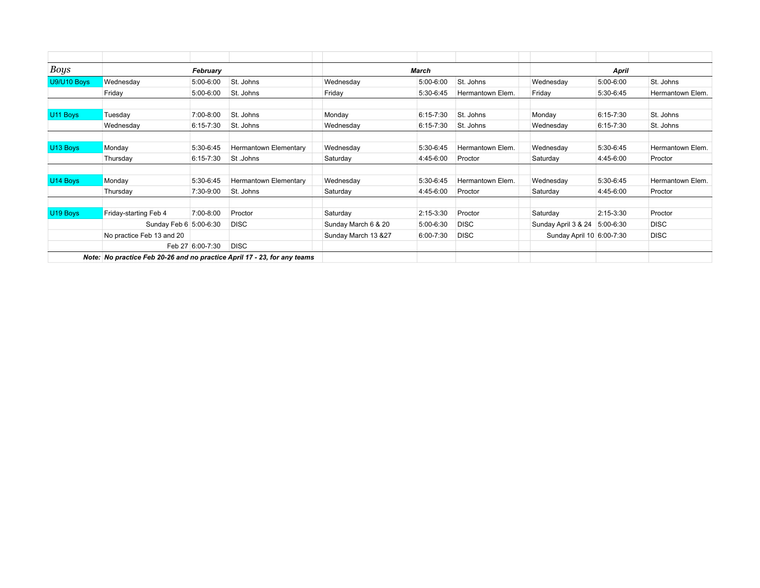| | | | | | | | | | | | |
|---|---|---|---|---|---|---|---|---|---|---|---|
| *Boys* | | ***February*** | | | | ***March*** | | | | ***April*** | |
| U9/U10 Boys | Wednesday | 5:00-6:00 | St. Johns | | Wednesday | 5:00-6:00 | St. Johns | | Wednesday | 5:00-6:00 | St. Johns |
| | Friday | 5:00-6:00 | St. Johns | | Friday | 5:30-6:45 | Hermantown Elem. | | Friday | 5:30-6:45 | Hermantown Elem. |
| | | | | | | | | | | | |
| U11 Boys | Tuesday | 7:00-8:00 | St. Johns | | Monday | 6:15-7:30 | St. Johns | | Monday | 6:15-7:30 | St. Johns |
| | Wednesday | 6:15-7:30 | St. Johns | | Wednesday | 6:15-7:30 | St. Johns | | Wednesday | 6:15-7:30 | St. Johns |
| | | | | | | | | | | | |
| U13 Boys | Monday | 5:30-6:45 | Hermantown Elementary | | Wednesday | 5:30-6:45 | Hermantown Elem. | | Wednesday | 5:30-6:45 | Hermantown Elem. |
| | Thursday | 6:15-7:30 | St .Johns | | Saturday | 4:45-6:00 | Proctor | | Saturday | 4:45-6:00 | Proctor |
| | | | | | | | | | | | |
| U14 Boys | Monday | 5:30-6:45 | Hermantown Elementary | | Wednesday | 5:30-6:45 | Hermantown Elem. | | Wednesday | 5:30-6:45 | Hermantown Elem. |
| | Thursday | 7:30-9:00 | St. Johns | | Saturday | 4:45-6:00 | Proctor | | Saturday | 4:45-6:00 | Proctor |
| | | | | | | | | | | | |
| U19 Boys | Friday-starting Feb 4 | 7:00-8:00 | Proctor | | Saturday | 2:15-3:30 | Proctor | | Saturday | 2:15-3:30 | Proctor |
| | Sunday Feb 6 | 5:00-6:30 | DISC | | Sunday March 6 & 20 | 5:00-6:30 | DISC | | Sunday April 3 & 24 | 5:00-6:30 | DISC |
| | No practice Feb 13 and 20 | | | | Sunday March 13 &27 | 6:00-7:30 | DISC | | Sunday April 10 | 6:00-7:30 | DISC |
| | Feb 27 | 6:00-7:30 | DISC | | | | | | | | |
| ***Note:*** | ***No practice Feb 20-26 and no practice April 17 - 23, for any teams*** | | | | | | | | | | |